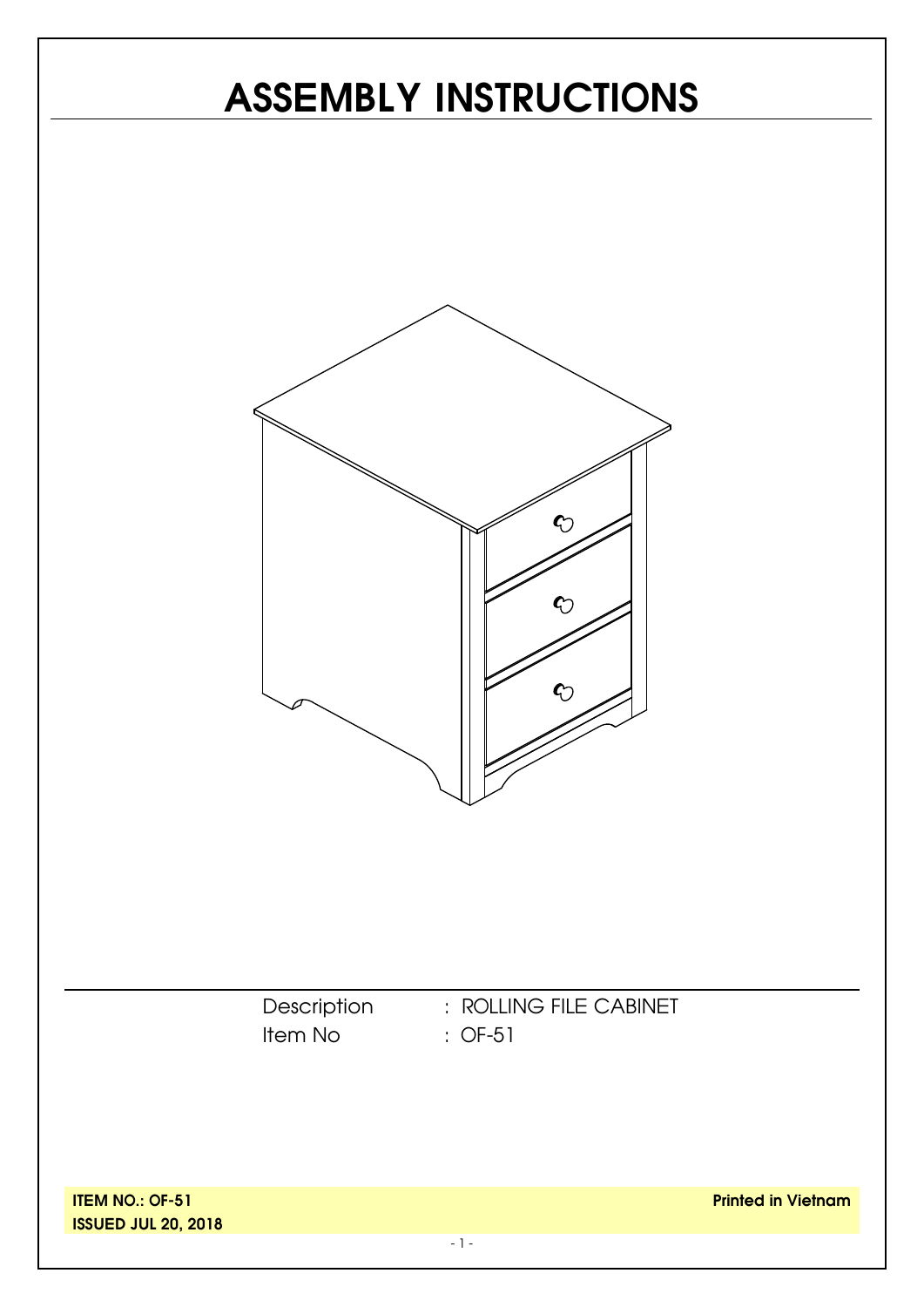# ASSEMBLY INSTRUCTIONS

Description : ROLLING FILE CABINET
Item No : OF-51

**ITEM NO.: OF-51**
**ISSUED JUL 20, 2018**

**Printed in Vietnam**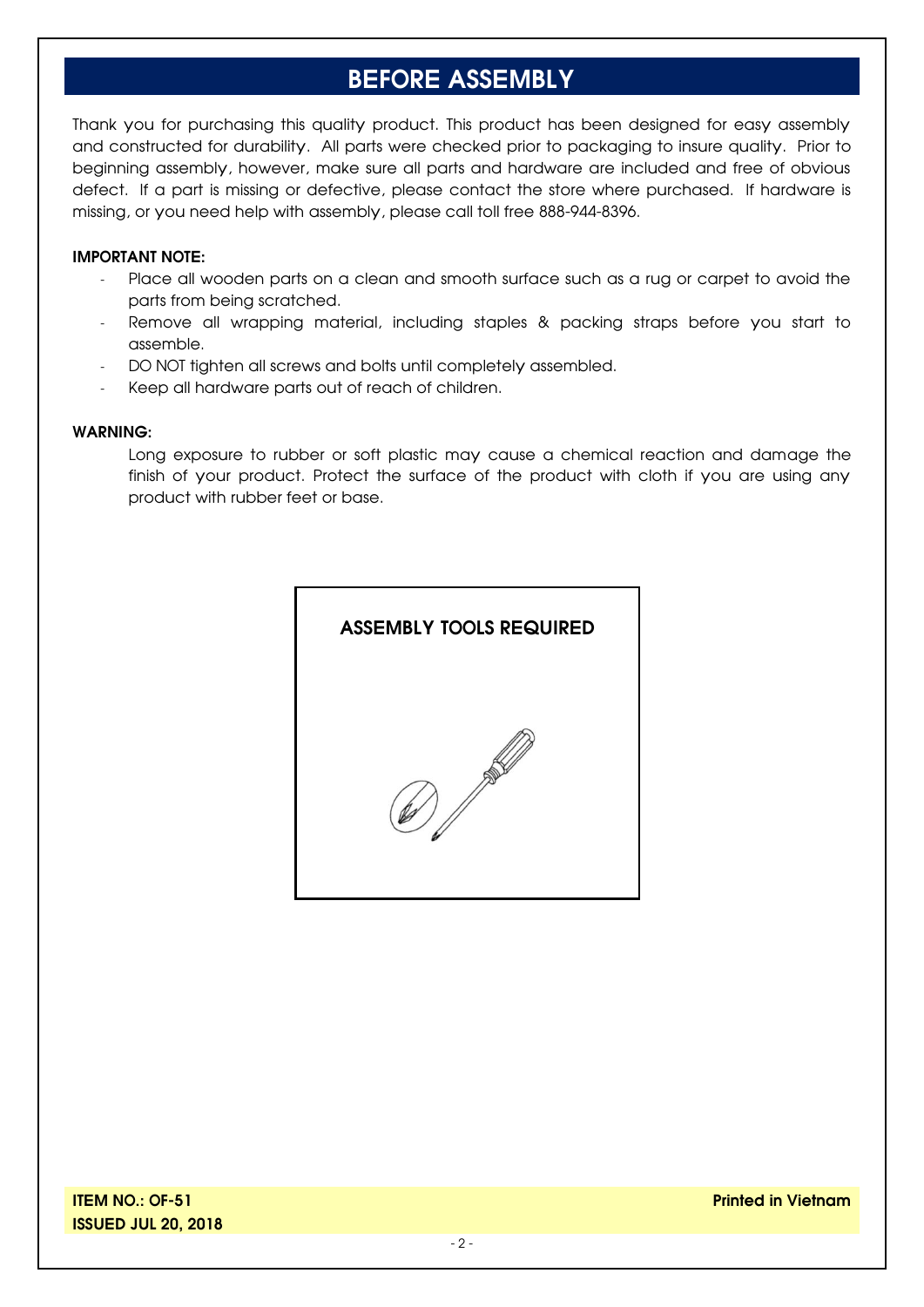# BEFORE ASSEMBLY

Thank you for purchasing this quality product. This product has been designed for easy assembly and constructed for durability. All parts were checked prior to packaging to insure quality. Prior to beginning assembly, however, make sure all parts and hardware are included and free of obvious defect. If a part is missing or defective, please contact the store where purchased. If hardware is missing, or you need help with assembly, please call toll free 888-944-8396.

**IMPORTANT NOTE:**

- Place all wooden parts on a clean and smooth surface such as a rug or carpet to avoid the parts from being scratched.
- Remove all wrapping material, including staples & packing straps before you start to assemble.
- DO NOT tighten all screws and bolts until completely assembled.
- Keep all hardware parts out of reach of children.

**WARNING:**

Long exposure to rubber or soft plastic may cause a chemical reaction and damage the finish of your product. Protect the surface of the product with cloth if you are using any product with rubber feet or base.

**ASSEMBLY TOOLS REQUIRED**

**ITEM NO.: OF-51**
**ISSUED JUL 20, 2018**

**Printed in Vietnam**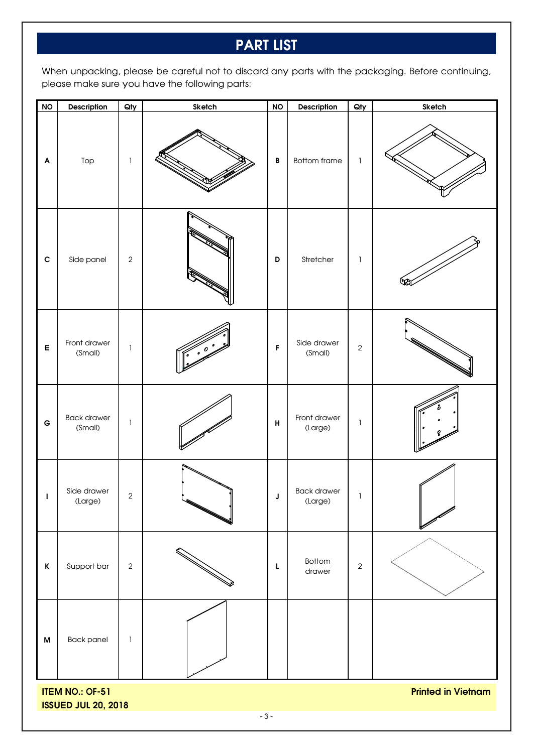# PART LIST

When unpacking, please be careful not to discard any parts with the packaging. Before continuing, please make sure you have the following parts:

| NO | Description | Qty | Sketch | NO | Description | Qty | Sketch |
|---|---|---|---|---|---|---|---|
| A | Top | 1 | | B | Bottom frame | 1 | |
| C | Side panel | 2 | | D | Stretcher | 1 | |
| E | Front drawer (Small) | 1 | | F | Side drawer (Small) | 2 | |
| G | Back drawer (Small) | 1 | | H | Front drawer (Large) | 1 | |
| I | Side drawer (Large) | 2 | | J | Back drawer (Large) | 1 | |
| K | Support bar | 2 | | L | Bottom drawer | 2 | |
| M | Back panel | 1 | | | | | |

**ITEM NO.: OF-51**
**ISSUED JUL 20, 2018**

**Printed in Vietnam**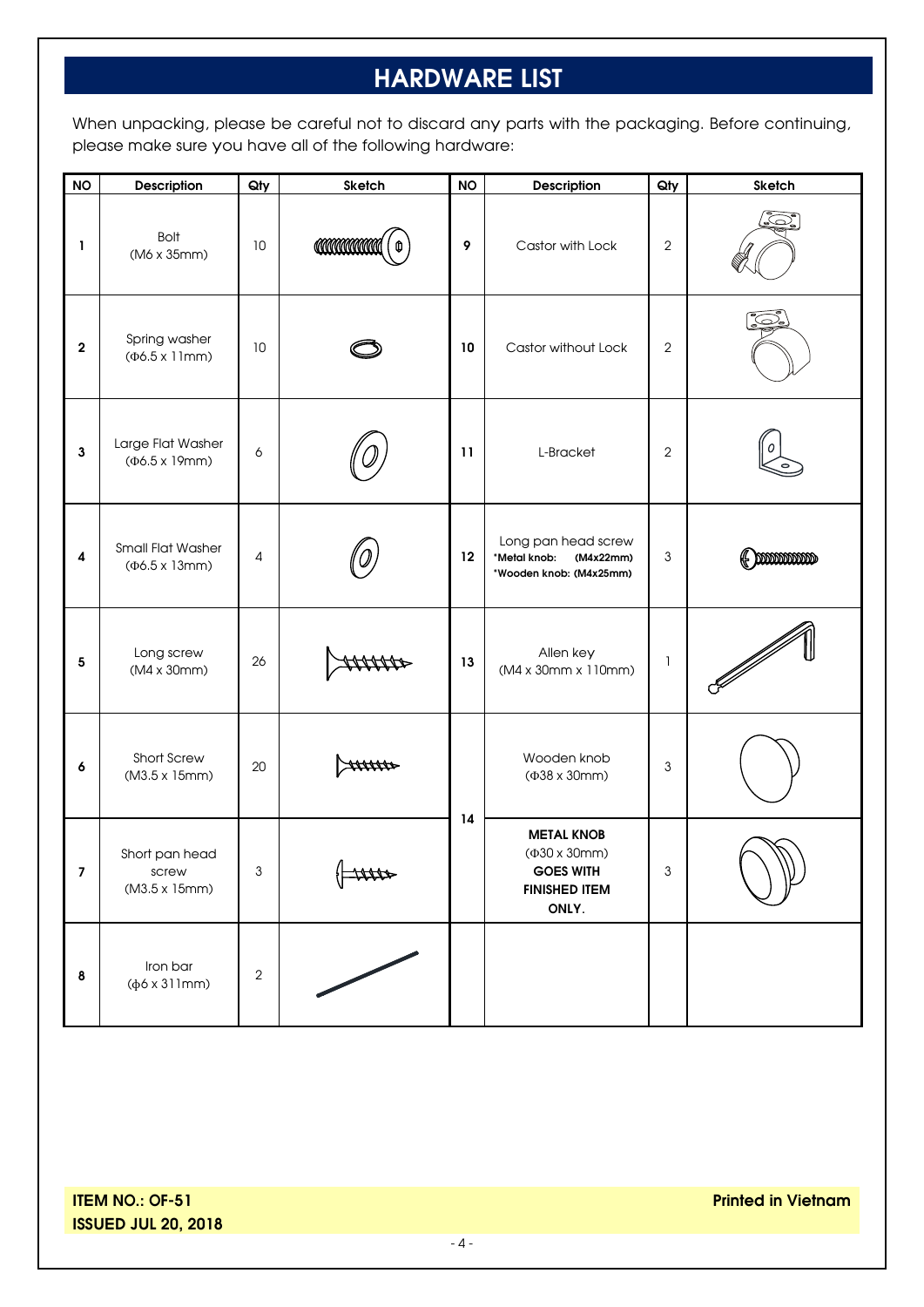# HARDWARE LIST

When unpacking, please be careful not to discard any parts with the packaging. Before continuing, please make sure you have all of the following hardware:

| NO | Description | Qty | Sketch | NO | Description | Qty | Sketch |
|---|---|---|---|---|---|---|---|
| 1 | Bolt (M6 x 35mm) | 10 | | 9 | Castor with Lock | 2 | |
| 2 | Spring washer (Φ6.5 x 11mm) | 10 | | 10 | Castor without Lock | 2 | |
| 3 | Large Flat Washer (Φ6.5 x 19mm) | 6 | | 11 | L-Bracket | 2 | |
| 4 | Small Flat Washer (Φ6.5 x 13mm) | 4 | | 12 | Long pan head screw *Metal knob: (M4x22mm) *Wooden knob: (M4x25mm) | 3 | |
| 5 | Long screw (M4 x 30mm) | 26 | | 13 | Allen key (M4 x 30mm x 110mm) | 1 | |
| 6 | Short Screw (M3.5 x 15mm) | 20 | | 14 | Wooden knob (Φ38 x 30mm) | 3 | |
| 7 | Short pan head screw (M3.5 x 15mm) | 3 | | 14 | **METAL KNOB** (Φ30 x 30mm) **GOES WITH FINISHED ITEM ONLY.** | 3 | |
| 8 | Iron bar (φ6 x 311mm) | 2 | | | | | |

**ITEM NO.: OF-51**
**ISSUED JUL 20, 2018**

**Printed in Vietnam**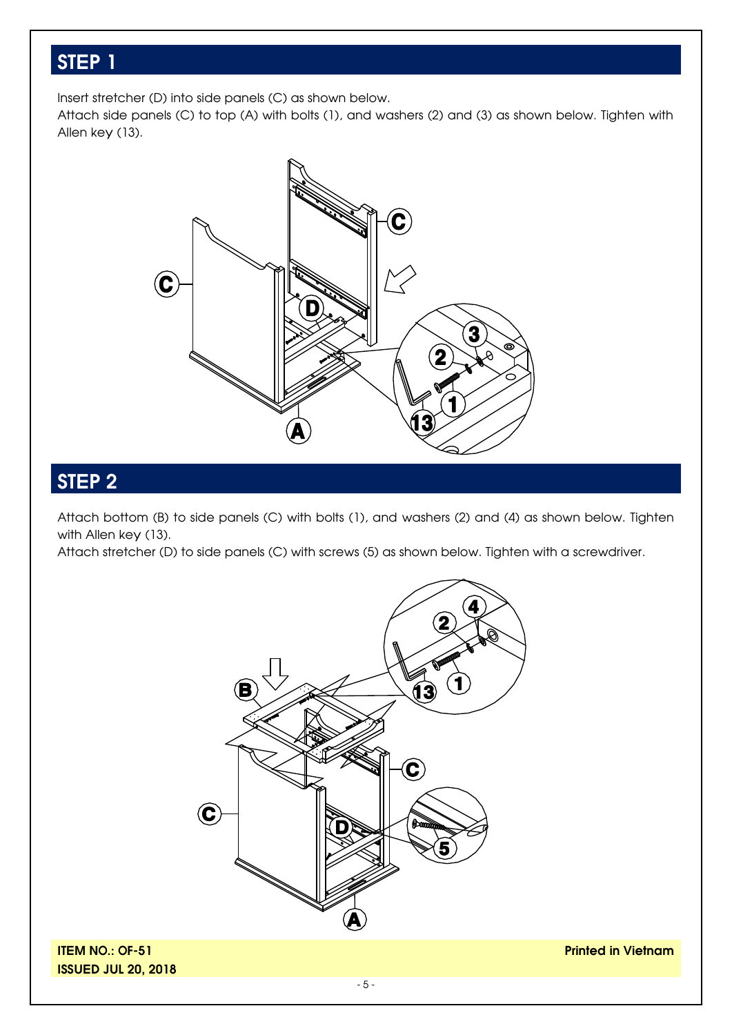## STEP 1

Insert stretcher (D) into side panels (C) as shown below.
Attach side panels (C) to top (A) with bolts (1), and washers (2) and (3) as shown below. Tighten with Allen key (13).

## STEP 2

Attach bottom (B) to side panels (C) with bolts (1), and washers (2) and (4) as shown below. Tighten with Allen key (13).
Attach stretcher (D) to side panels (C) with screws (5) as shown below. Tighten with a screwdriver.

**ITEM NO.: OF-51**
**ISSUED JUL 20, 2018**

**Printed in Vietnam**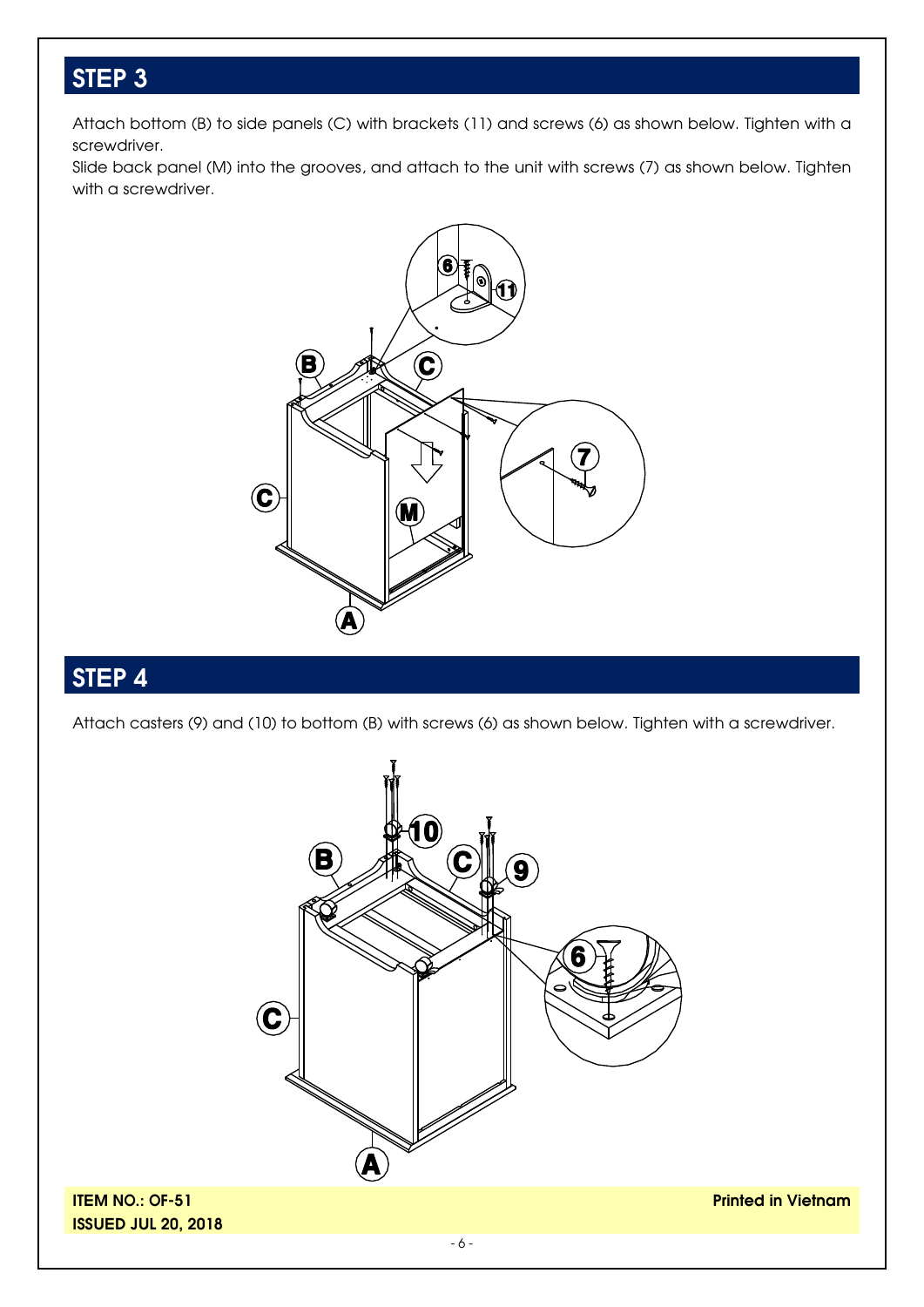## STEP 3

Attach bottom (B) to side panels (C) with brackets (11) and screws (6) as shown below. Tighten with a screwdriver.
Slide back panel (M) into the grooves, and attach to the unit with screws (7) as shown below. Tighten with a screwdriver.

## STEP 4

Attach casters (9) and (10) to bottom (B) with screws (6) as shown below. Tighten with a screwdriver.

**ITEM NO.: OF-51**
**ISSUED JUL 20, 2018**

**Printed in Vietnam**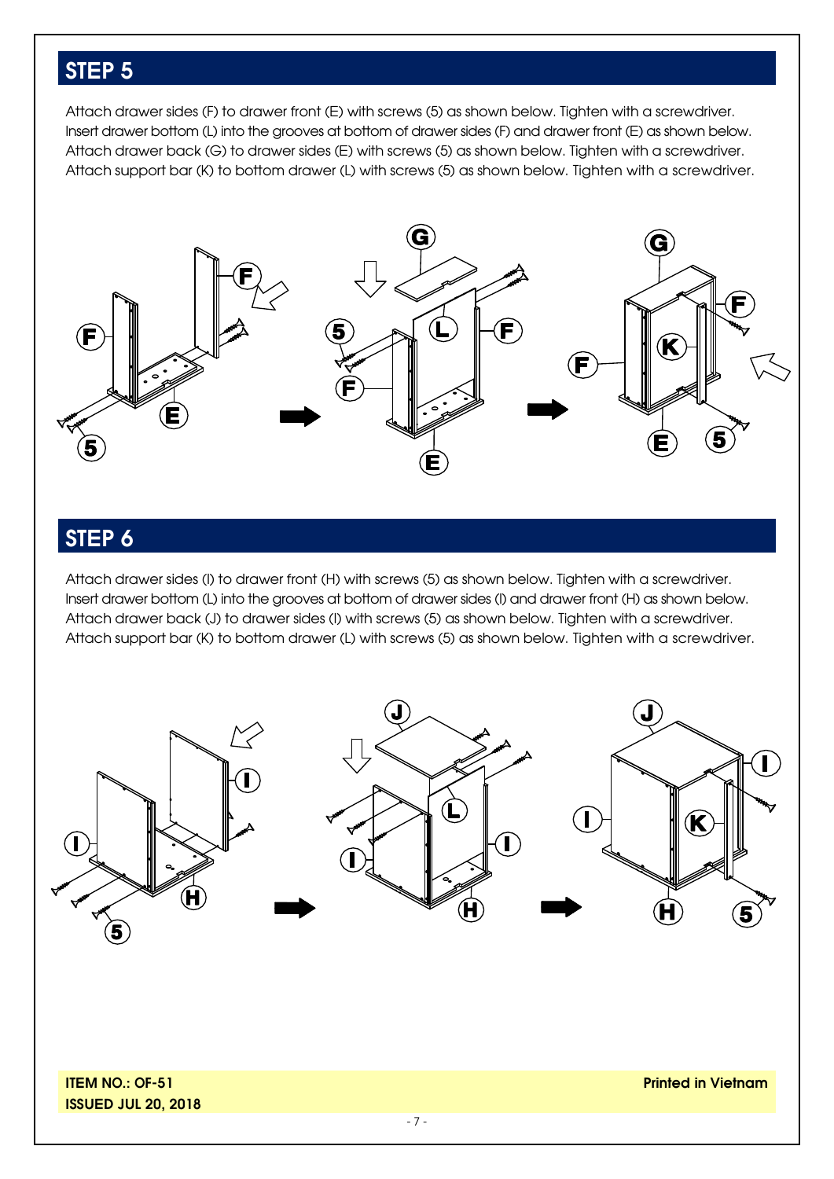## STEP 5

Attach drawer sides (F) to drawer front (E) with screws (5) as shown below. Tighten with a screwdriver.
Insert drawer bottom (L) into the grooves at bottom of drawer sides (F) and drawer front (E) as shown below.
Attach drawer back (G) to drawer sides (E) with screws (5) as shown below. Tighten with a screwdriver.
Attach support bar (K) to bottom drawer (L) with screws (5) as shown below. Tighten with a screwdriver.

## STEP 6

Attach drawer sides (I) to drawer front (H) with screws (5) as shown below. Tighten with a screwdriver.
Insert drawer bottom (L) into the grooves at bottom of drawer sides (I) and drawer front (H) as shown below.
Attach drawer back (J) to drawer sides (I) with screws (5) as shown below. Tighten with a screwdriver.
Attach support bar (K) to bottom drawer (L) with screws (5) as shown below. Tighten with a screwdriver.

**ITEM NO.: OF-51**
**ISSUED JUL 20, 2018**

**Printed in Vietnam**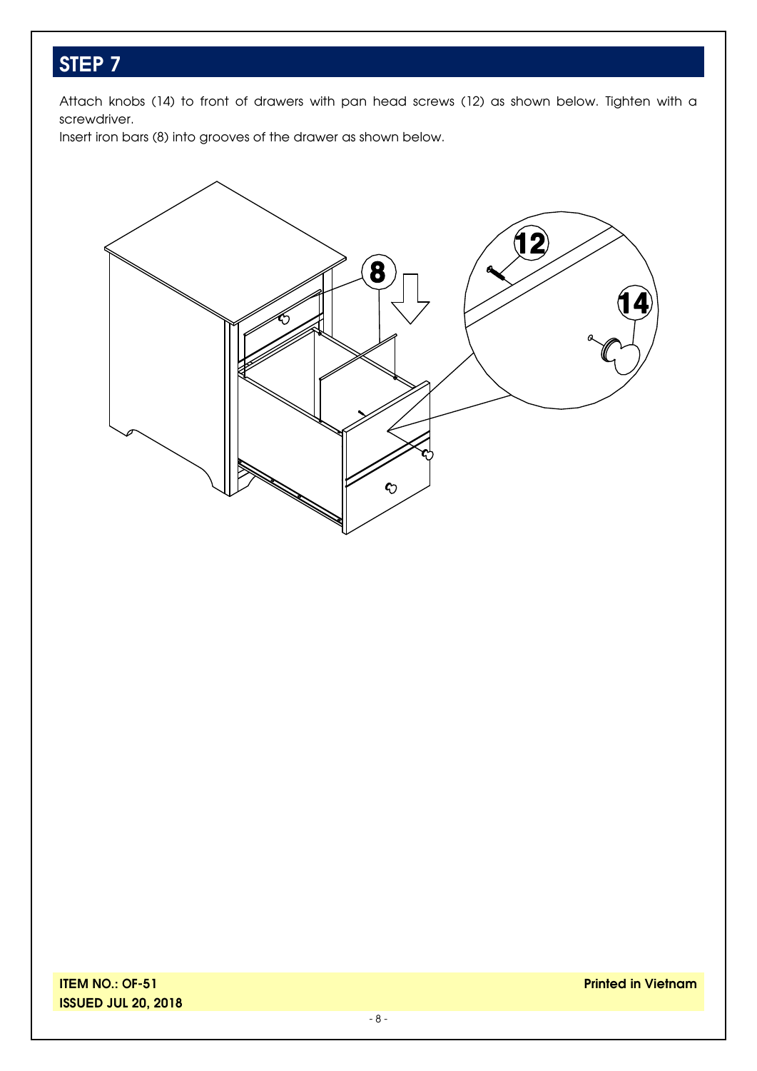## STEP 7

Attach knobs (14) to front of drawers with pan head screws (12) as shown below. Tighten with a screwdriver.
Insert iron bars (8) into grooves of the drawer as shown below.

8

12

14

**ITEM NO.: OF-51**
**ISSUED JUL 20, 2018**

**Printed in Vietnam**